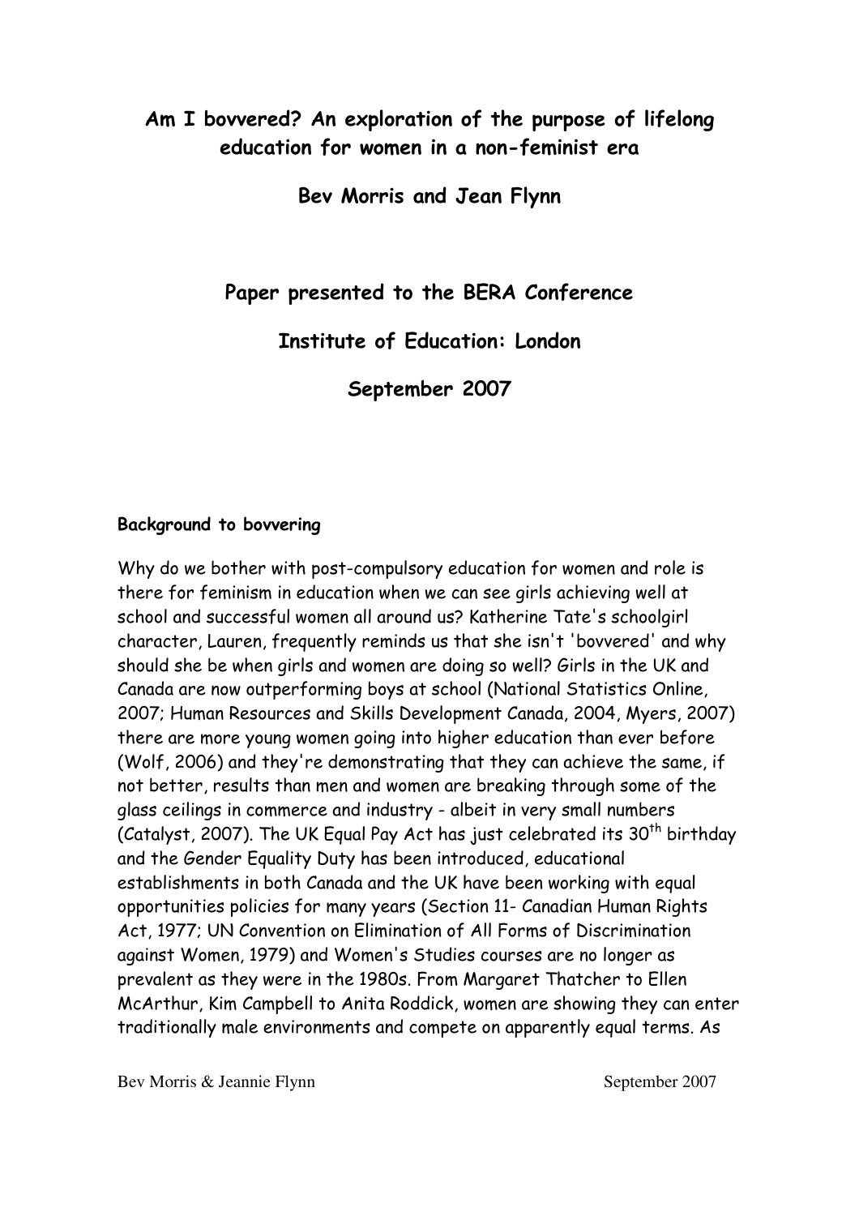# Am I bovvered? An exploration of the purpose of lifelong education for women in a non-feminist era

**Bev Morris and Jean Flynn**

**Paper presented to the BERA Conference**

**Institute of Education: London**

**September 2007**

### Background to bovvering

Why do we bother with post-compulsory education for women and role is there for feminism in education when we can see girls achieving well at school and successful women all around us? Katherine Tate's schoolgirl character, Lauren, frequently reminds us that she isn't 'bovvered' and why should she be when girls and women are doing so well? Girls in the UK and Canada are now outperforming boys at school (National Statistics Online, 2007; Human Resources and Skills Development Canada, 2004, Myers, 2007) there are more young women going into higher education than ever before (Wolf, 2006) and they're demonstrating that they can achieve the same, if not better, results than men and women are breaking through some of the glass ceilings in commerce and industry - albeit in very small numbers (Catalyst, 2007). The UK Equal Pay Act has just celebrated its 30th birthday and the Gender Equality Duty has been introduced, educational establishments in both Canada and the UK have been working with equal opportunities policies for many years (Section 11- Canadian Human Rights Act, 1977; UN Convention on Elimination of All Forms of Discrimination against Women, 1979) and Women's Studies courses are no longer as prevalent as they were in the 1980s. From Margaret Thatcher to Ellen McArthur, Kim Campbell to Anita Roddick, women are showing they can enter traditionally male environments and compete on apparently equal terms. As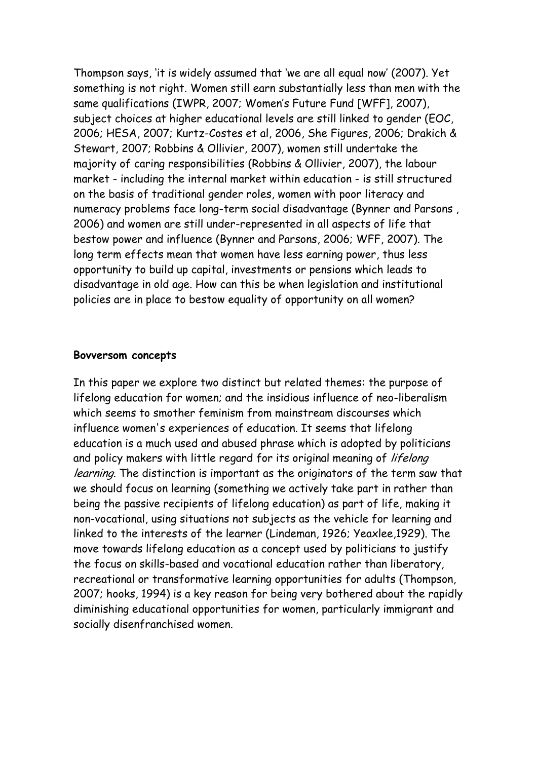Thompson says, 'it is widely assumed that 'we are all equal now' (2007). Yet something is not right. Women still earn substantially less than men with the same qualifications (IWPR, 2007; Women's Future Fund [WFF], 2007), subject choices at higher educational levels are still linked to gender (EOC, 2006; HESA, 2007; Kurtz-Costes et al, 2006, She Figures, 2006; Drakich & Stewart, 2007; Robbins & Ollivier, 2007), women still undertake the majority of caring responsibilities (Robbins & Ollivier, 2007), the labour market - including the internal market within education - is still structured on the basis of traditional gender roles, women with poor literacy and numeracy problems face long-term social disadvantage (Bynner and Parsons , 2006) and women are still under-represented in all aspects of life that bestow power and influence (Bynner and Parsons, 2006; WFF, 2007). The long term effects mean that women have less earning power, thus less opportunity to build up capital, investments or pensions which leads to disadvantage in old age. How can this be when legislation and institutional policies are in place to bestow equality of opportunity on all women?

**Bovversom concepts**

In this paper we explore two distinct but related themes: the purpose of lifelong education for women; and the insidious influence of neo-liberalism which seems to smother feminism from mainstream discourses which influence women's experiences of education. It seems that lifelong education is a much used and abused phrase which is adopted by politicians and policy makers with little regard for its original meaning of *lifelong learning.* The distinction is important as the originators of the term saw that we should focus on learning (something we actively take part in rather than being the passive recipients of lifelong education) as part of life, making it non-vocational, using situations not subjects as the vehicle for learning and linked to the interests of the learner (Lindeman, 1926; Yeaxlee,1929). The move towards lifelong education as a concept used by politicians to justify the focus on skills-based and vocational education rather than liberatory, recreational or transformative learning opportunities for adults (Thompson, 2007; hooks, 1994) is a key reason for being very bothered about the rapidly diminishing educational opportunities for women, particularly immigrant and socially disenfranchised women.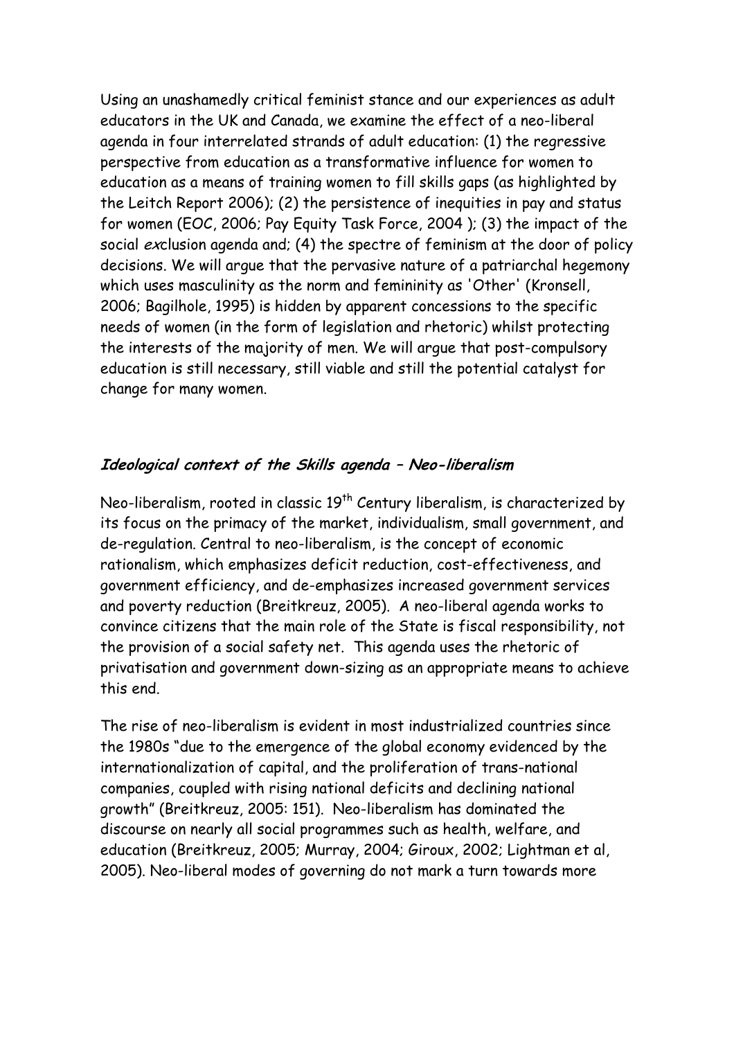Using an unashamedly critical feminist stance and our experiences as adult educators in the UK and Canada, we examine the effect of a neo-liberal agenda in four interrelated strands of adult education: (1) the regressive perspective from education as a transformative influence for women to education as a means of training women to fill skills gaps (as highlighted by the Leitch Report 2006); (2) the persistence of inequities in pay and status for women (EOC, 2006; Pay Equity Task Force, 2004 ); (3) the impact of the social *ex*clusion agenda and; (4) the spectre of feminism at the door of policy decisions. We will argue that the pervasive nature of a patriarchal hegemony which uses masculinity as the norm and femininity as 'Other' (Kronsell, 2006; Bagilhole, 1995) is hidden by apparent concessions to the specific needs of women (in the form of legislation and rhetoric) whilst protecting the interests of the majority of men. We will argue that post-compulsory education is still necessary, still viable and still the potential catalyst for change for many women.

## *Ideological context of the Skills agenda – Neo-liberalism*

Neo-liberalism, rooted in classic 19th Century liberalism, is characterized by its focus on the primacy of the market, individualism, small government, and de-regulation. Central to neo-liberalism, is the concept of economic rationalism, which emphasizes deficit reduction, cost-effectiveness, and government efficiency, and de-emphasizes increased government services and poverty reduction (Breitkreuz, 2005). A neo-liberal agenda works to convince citizens that the main role of the State is fiscal responsibility, not the provision of a social safety net. This agenda uses the rhetoric of privatisation and government down-sizing as an appropriate means to achieve this end.

The rise of neo-liberalism is evident in most industrialized countries since the 1980s "due to the emergence of the global economy evidenced by the internationalization of capital, and the proliferation of trans-national companies, coupled with rising national deficits and declining national growth" (Breitkreuz, 2005: 151). Neo-liberalism has dominated the discourse on nearly all social programmes such as health, welfare, and education (Breitkreuz, 2005; Murray, 2004; Giroux, 2002; Lightman et al, 2005). Neo-liberal modes of governing do not mark a turn towards more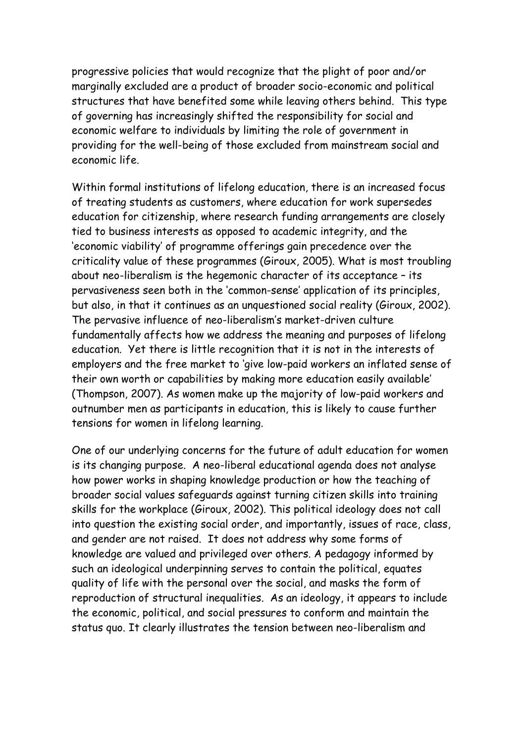progressive policies that would recognize that the plight of poor and/or marginally excluded are a product of broader socio-economic and political structures that have benefited some while leaving others behind. This type of governing has increasingly shifted the responsibility for social and economic welfare to individuals by limiting the role of government in providing for the well-being of those excluded from mainstream social and economic life.

Within formal institutions of lifelong education, there is an increased focus of treating students as customers, where education for work supersedes education for citizenship, where research funding arrangements are closely tied to business interests as opposed to academic integrity, and the 'economic viability' of programme offerings gain precedence over the criticality value of these programmes (Giroux, 2005). What is most troubling about neo-liberalism is the hegemonic character of its acceptance – its pervasiveness seen both in the 'common-sense' application of its principles, but also, in that it continues as an unquestioned social reality (Giroux, 2002). The pervasive influence of neo-liberalism's market-driven culture fundamentally affects how we address the meaning and purposes of lifelong education. Yet there is little recognition that it is not in the interests of employers and the free market to 'give low-paid workers an inflated sense of their own worth or capabilities by making more education easily available' (Thompson, 2007). As women make up the majority of low-paid workers and outnumber men as participants in education, this is likely to cause further tensions for women in lifelong learning.

One of our underlying concerns for the future of adult education for women is its changing purpose. A neo-liberal educational agenda does not analyse how power works in shaping knowledge production or how the teaching of broader social values safeguards against turning citizen skills into training skills for the workplace (Giroux, 2002). This political ideology does not call into question the existing social order, and importantly, issues of race, class, and gender are not raised. It does not address why some forms of knowledge are valued and privileged over others. A pedagogy informed by such an ideological underpinning serves to contain the political, equates quality of life with the personal over the social, and masks the form of reproduction of structural inequalities. As an ideology, it appears to include the economic, political, and social pressures to conform and maintain the status quo. It clearly illustrates the tension between neo-liberalism and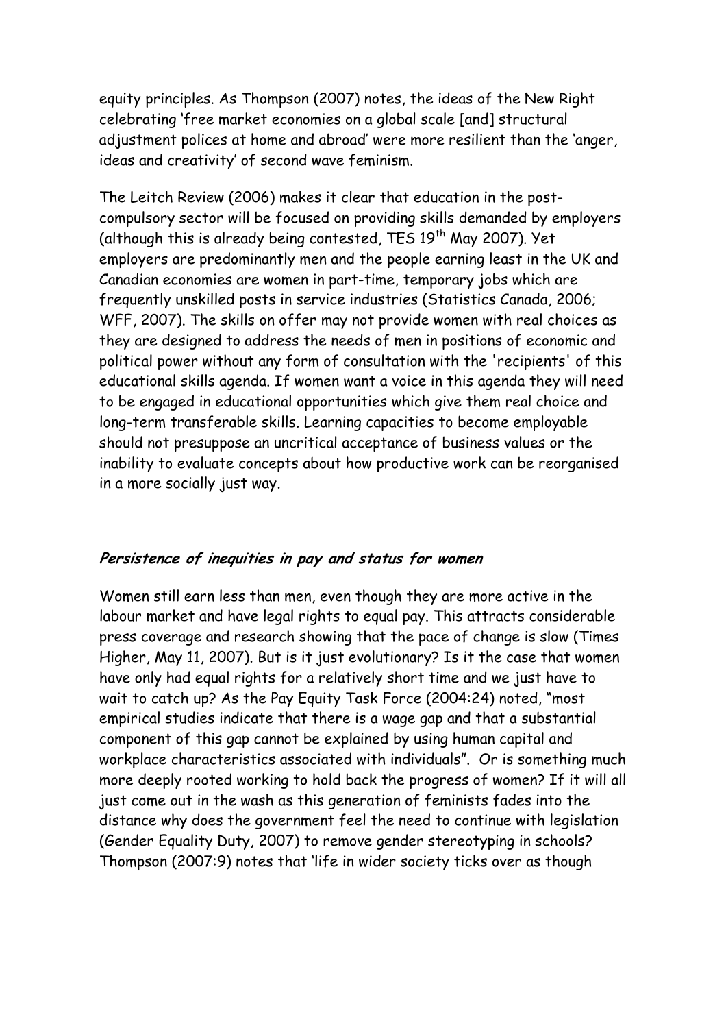equity principles. As Thompson (2007) notes, the ideas of the New Right celebrating 'free market economies on a global scale [and] structural adjustment polices at home and abroad' were more resilient than the 'anger, ideas and creativity' of second wave feminism.

The Leitch Review (2006) makes it clear that education in the post-compulsory sector will be focused on providing skills demanded by employers (although this is already being contested, TES 19th May 2007). Yet employers are predominantly men and the people earning least in the UK and Canadian economies are women in part-time, temporary jobs which are frequently unskilled posts in service industries (Statistics Canada, 2006; WFF, 2007). The skills on offer may not provide women with real choices as they are designed to address the needs of men in positions of economic and political power without any form of consultation with the 'recipients' of this educational skills agenda. If women want a voice in this agenda they will need to be engaged in educational opportunities which give them real choice and long-term transferable skills. Learning capacities to become employable should not presuppose an uncritical acceptance of business values or the inability to evaluate concepts about how productive work can be reorganised in a more socially just way.

### *Persistence of inequities in pay and status for women*

Women still earn less than men, even though they are more active in the labour market and have legal rights to equal pay. This attracts considerable press coverage and research showing that the pace of change is slow (Times Higher, May 11, 2007). But is it just evolutionary? Is it the case that women have only had equal rights for a relatively short time and we just have to wait to catch up? As the Pay Equity Task Force (2004:24) noted, "most empirical studies indicate that there is a wage gap and that a substantial component of this gap cannot be explained by using human capital and workplace characteristics associated with individuals". Or is something much more deeply rooted working to hold back the progress of women? If it will all just come out in the wash as this generation of feminists fades into the distance why does the government feel the need to continue with legislation (Gender Equality Duty, 2007) to remove gender stereotyping in schools? Thompson (2007:9) notes that 'life in wider society ticks over as though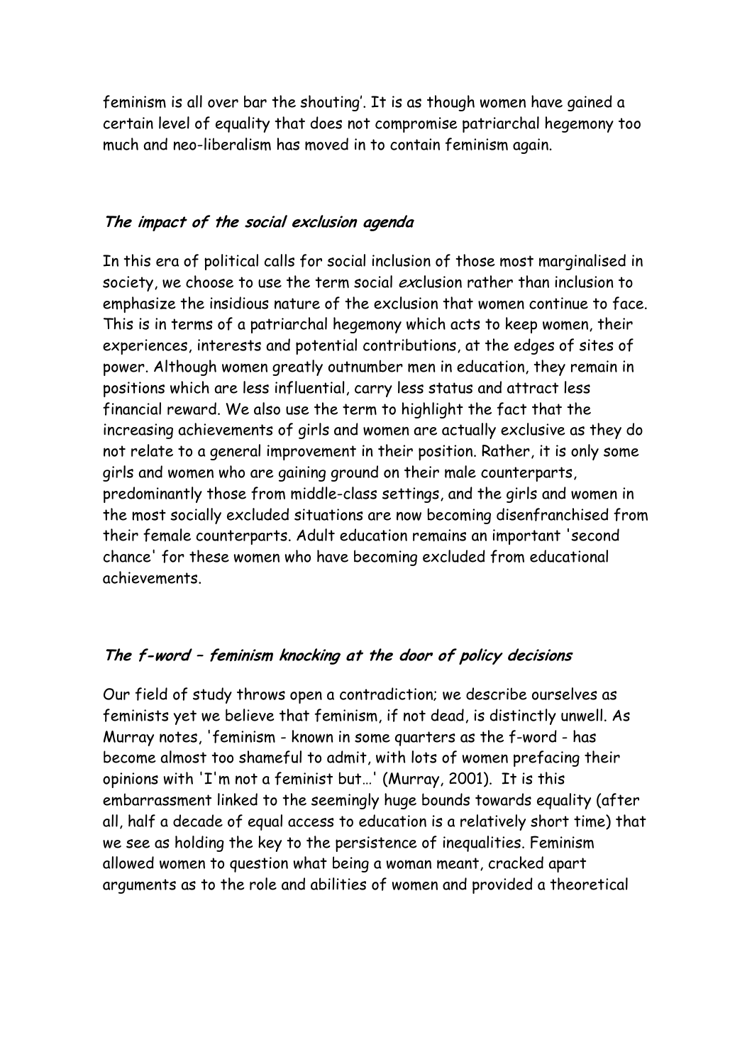feminism is all over bar the shouting'. It is as though women have gained a certain level of equality that does not compromise patriarchal hegemony too much and neo-liberalism has moved in to contain feminism again.

### *The impact of the social exclusion agenda*

In this era of political calls for social inclusion of those most marginalised in society, we choose to use the term social *ex*clusion rather than inclusion to emphasize the insidious nature of the exclusion that women continue to face. This is in terms of a patriarchal hegemony which acts to keep women, their experiences, interests and potential contributions, at the edges of sites of power. Although women greatly outnumber men in education, they remain in positions which are less influential, carry less status and attract less financial reward. We also use the term to highlight the fact that the increasing achievements of girls and women are actually exclusive as they do not relate to a general improvement in their position. Rather, it is only some girls and women who are gaining ground on their male counterparts, predominantly those from middle-class settings, and the girls and women in the most socially excluded situations are now becoming disenfranchised from their female counterparts. Adult education remains an important 'second chance' for these women who have becoming excluded from educational achievements.

### *The f-word – feminism knocking at the door of policy decisions*

Our field of study throws open a contradiction; we describe ourselves as feminists yet we believe that feminism, if not dead, is distinctly unwell. As Murray notes, 'feminism - known in some quarters as the f-word - has become almost too shameful to admit, with lots of women prefacing their opinions with 'I'm not a feminist but…' (Murray, 2001). It is this embarrassment linked to the seemingly huge bounds towards equality (after all, half a decade of equal access to education is a relatively short time) that we see as holding the key to the persistence of inequalities. Feminism allowed women to question what being a woman meant, cracked apart arguments as to the role and abilities of women and provided a theoretical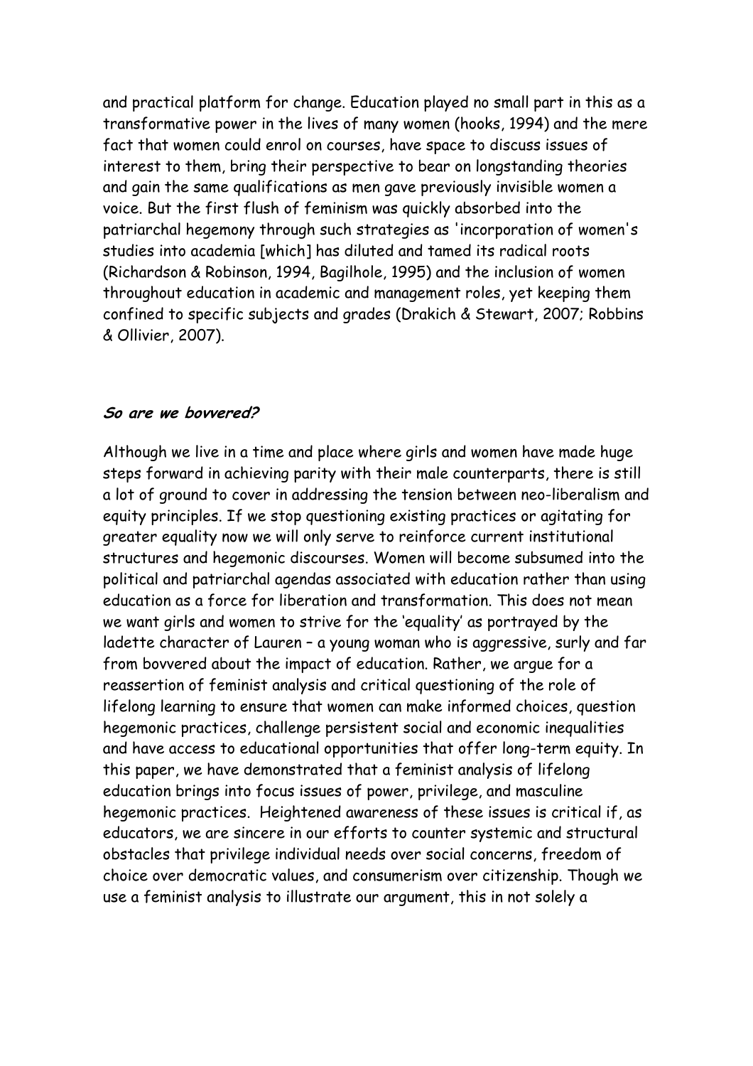and practical platform for change. Education played no small part in this as a transformative power in the lives of many women (hooks, 1994) and the mere fact that women could enrol on courses, have space to discuss issues of interest to them, bring their perspective to bear on longstanding theories and gain the same qualifications as men gave previously invisible women a voice. But the first flush of feminism was quickly absorbed into the patriarchal hegemony through such strategies as 'incorporation of women's studies into academia [which] has diluted and tamed its radical roots (Richardson & Robinson, 1994, Bagilhole, 1995) and the inclusion of women throughout education in academic and management roles, yet keeping them confined to specific subjects and grades (Drakich & Stewart, 2007; Robbins & Ollivier, 2007).

### *So are we bovvered?*

Although we live in a time and place where girls and women have made huge steps forward in achieving parity with their male counterparts, there is still a lot of ground to cover in addressing the tension between neo-liberalism and equity principles. If we stop questioning existing practices or agitating for greater equality now we will only serve to reinforce current institutional structures and hegemonic discourses. Women will become subsumed into the political and patriarchal agendas associated with education rather than using education as a force for liberation and transformation. This does not mean we want girls and women to strive for the 'equality' as portrayed by the ladette character of Lauren – a young woman who is aggressive, surly and far from bovvered about the impact of education. Rather, we argue for a reassertion of feminist analysis and critical questioning of the role of lifelong learning to ensure that women can make informed choices, question hegemonic practices, challenge persistent social and economic inequalities and have access to educational opportunities that offer long-term equity. In this paper, we have demonstrated that a feminist analysis of lifelong education brings into focus issues of power, privilege, and masculine hegemonic practices. Heightened awareness of these issues is critical if, as educators, we are sincere in our efforts to counter systemic and structural obstacles that privilege individual needs over social concerns, freedom of choice over democratic values, and consumerism over citizenship. Though we use a feminist analysis to illustrate our argument, this in not solely a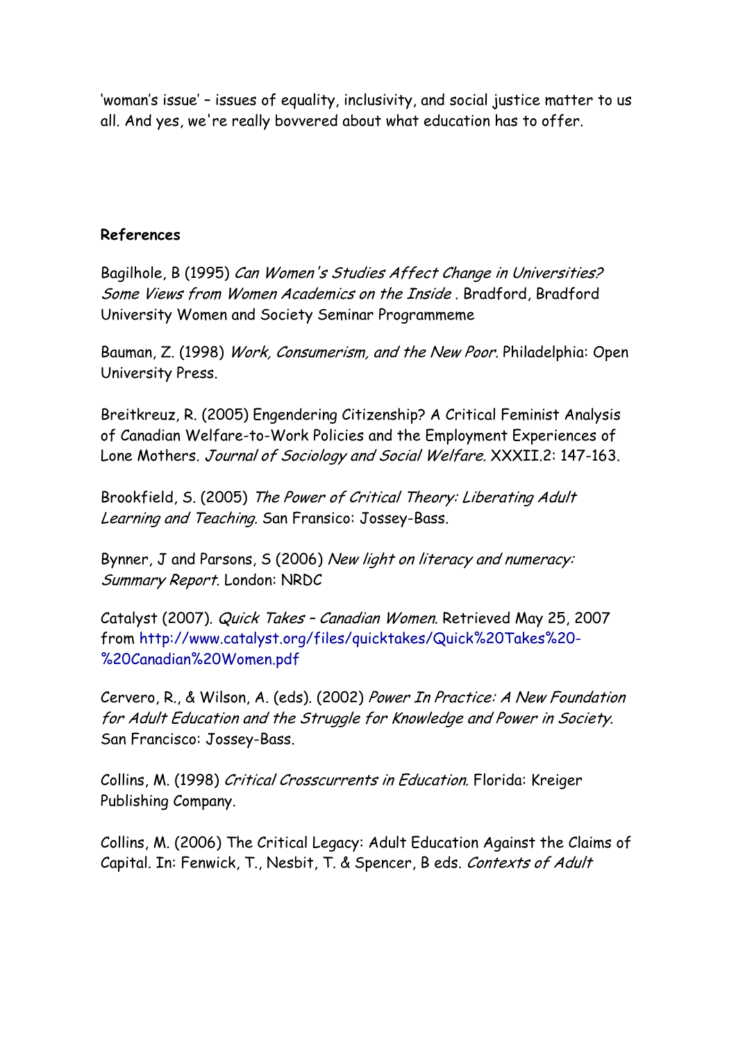'woman's issue' – issues of equality, inclusivity, and social justice matter to us all. And yes, we're really bovvered about what education has to offer.

**References**

Bagilhole, B (1995) *Can Women's Studies Affect Change in Universities? Some Views from Women Academics on the Inside* . Bradford, Bradford University Women and Society Seminar Programmeme

Bauman, Z. (1998) *Work, Consumerism, and the New Poor.* Philadelphia: Open University Press.

Breitkreuz, R. (2005) Engendering Citizenship? A Critical Feminist Analysis of Canadian Welfare-to-Work Policies and the Employment Experiences of Lone Mothers. *Journal of Sociology and Social Welfare.* XXXII.2: 147-163.

Brookfield, S. (2005) *The Power of Critical Theory: Liberating Adult Learning and Teaching.* San Fransico: Jossey-Bass.

Bynner, J and Parsons, S (2006) *New light on literacy and numeracy: Summary Report*. London: NRDC

Catalyst (2007). *Quick Takes – Canadian Women*. Retrieved May 25, 2007 from http://www.catalyst.org/files/quicktakes/Quick%20Takes%20-%20Canadian%20Women.pdf

Cervero, R., & Wilson, A. (eds). (2002) *Power In Practice: A New Foundation for Adult Education and the Struggle for Knowledge and Power in Society*. San Francisco: Jossey-Bass.

Collins, M. (1998) *Critical Crosscurrents in Education.* Florida: Kreiger Publishing Company.

Collins, M. (2006) The Critical Legacy: Adult Education Against the Claims of Capital. In: Fenwick, T., Nesbit, T. & Spencer, B eds. *Contexts of Adult*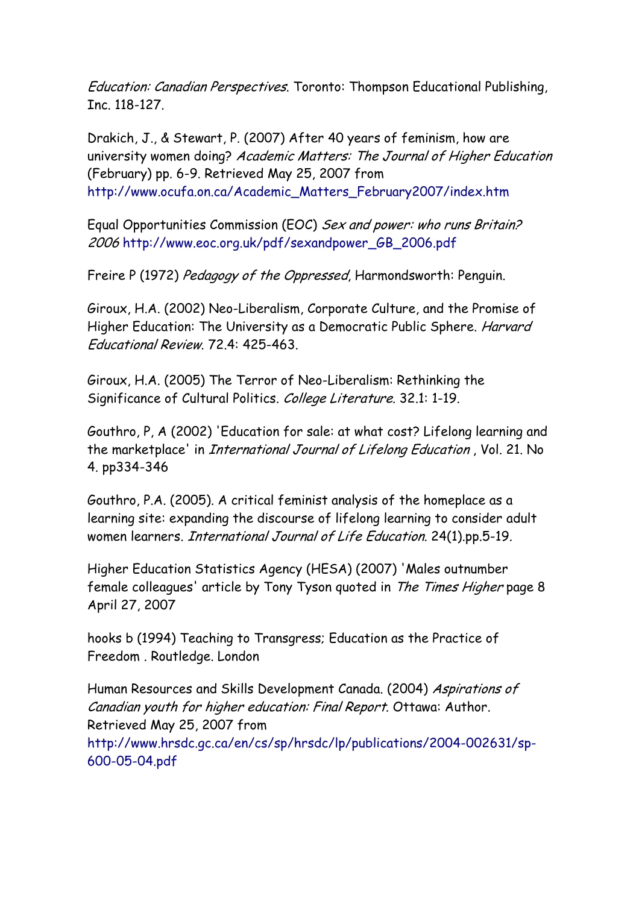*Education: Canadian Perspectives*. Toronto: Thompson Educational Publishing, Inc. 118-127.

Drakich, J., & Stewart, P. (2007) After 40 years of feminism, how are university women doing? *Academic Matters: The Journal of Higher Education* (February) pp. 6-9. Retrieved May 25, 2007 from http://www.ocufa.on.ca/Academic_Matters_February2007/index.htm

Equal Opportunities Commission (EOC) *Sex and power: who runs Britain? 2006* http://www.eoc.org.uk/pdf/sexandpower_GB_2006.pdf

Freire P (1972) *Pedagogy of the Oppressed*, Harmondsworth: Penguin.

Giroux, H.A. (2002) Neo-Liberalism, Corporate Culture, and the Promise of Higher Education: The University as a Democratic Public Sphere. *Harvard Educational Review*. 72.4: 425-463.

Giroux, H.A. (2005) The Terror of Neo-Liberalism: Rethinking the Significance of Cultural Politics. *College Literature*. 32.1: 1-19.

Gouthro, P, A (2002) 'Education for sale: at what cost? Lifelong learning and the marketplace' in *International Journal of Lifelong Education* , Vol. 21. No 4. pp334-346

Gouthro, P.A. (2005). A critical feminist analysis of the homeplace as a learning site: expanding the discourse of lifelong learning to consider adult women learners. *International Journal of Life Education.* 24(1).pp.5-19.

Higher Education Statistics Agency (HESA) (2007) 'Males outnumber female colleagues' article by Tony Tyson quoted in *The Times Higher* page 8 April 27, 2007

hooks b (1994) Teaching to Transgress; Education as the Practice of Freedom . Routledge. London

Human Resources and Skills Development Canada. (2004) *Aspirations of Canadian youth for higher education: Final Report*. Ottawa: Author. Retrieved May 25, 2007 from http://www.hrsdc.gc.ca/en/cs/sp/hrsdc/lp/publications/2004-002631/sp-600-05-04.pdf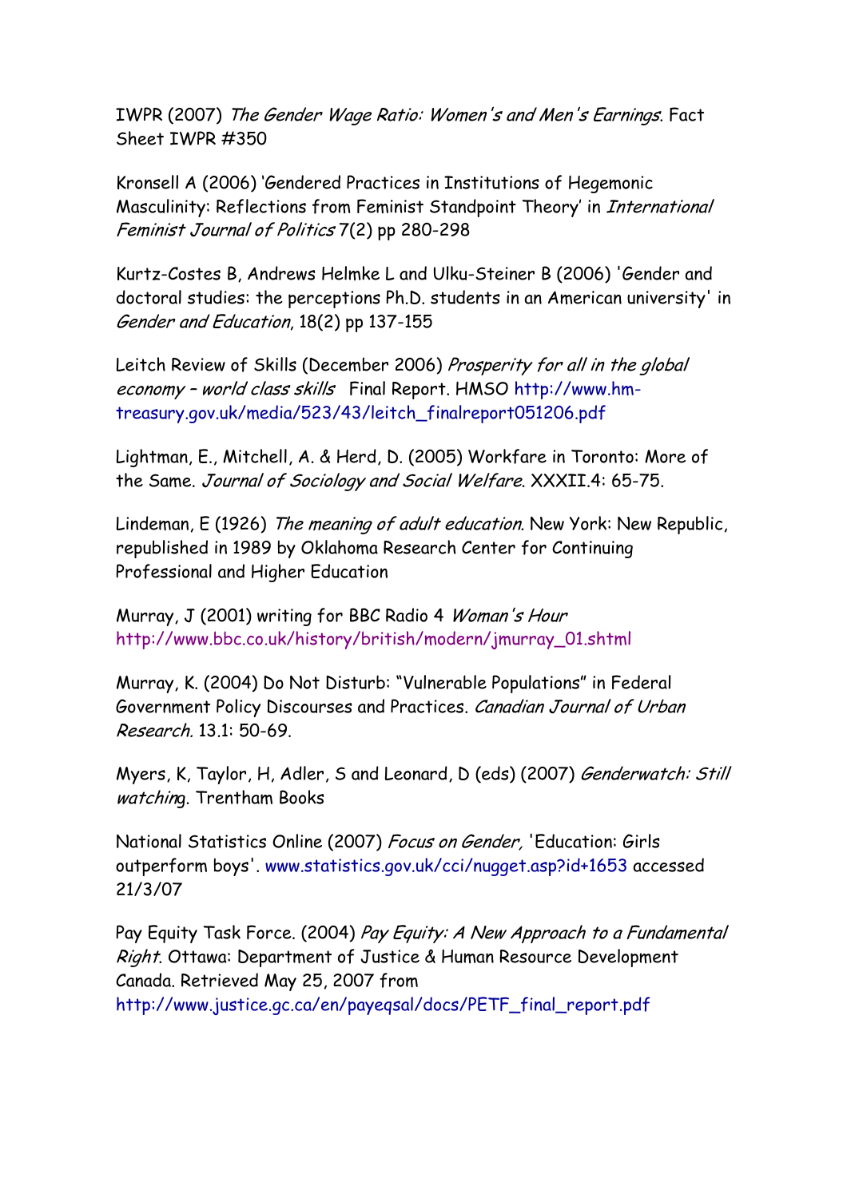IWPR (2007) *The Gender Wage Ratio: Women's and Men's Earnings*. Fact Sheet IWPR #350

Kronsell A (2006) 'Gendered Practices in Institutions of Hegemonic Masculinity: Reflections from Feminist Standpoint Theory' in *International Feminist Journal of Politics* 7(2) pp 280-298

Kurtz-Costes B, Andrews Helmke L and Ulku-Steiner B (2006) 'Gender and doctoral studies: the perceptions Ph.D. students in an American university' in *Gender and Education*, 18(2) pp 137-155

Leitch Review of Skills (December 2006) *Prosperity for all in the global economy – world class skills* Final Report. HMSO http://www.hm-treasury.gov.uk/media/523/43/leitch_finalreport051206.pdf

Lightman, E., Mitchell, A. & Herd, D. (2005) Workfare in Toronto: More of the Same. *Journal of Sociology and Social Welfare*. XXXII.4: 65-75.

Lindeman, E (1926) *The meaning of adult education.* New York: New Republic, republished in 1989 by Oklahoma Research Center for Continuing Professional and Higher Education

Murray, J (2001) writing for BBC Radio 4 *Woman's Hour* http://www.bbc.co.uk/history/british/modern/jmurray_01.shtml

Murray, K. (2004) Do Not Disturb: "Vulnerable Populations" in Federal Government Policy Discourses and Practices. *Canadian Journal of Urban Research.* 13.1: 50-69.

Myers, K, Taylor, H, Adler, S and Leonard, D (eds) (2007) *Genderwatch: Still watching*. Trentham Books

National Statistics Online (2007) *Focus on Gender,* 'Education: Girls outperform boys'. www.statistics.gov.uk/cci/nugget.asp?id+1653 accessed 21/3/07

Pay Equity Task Force. (2004) *Pay Equity: A New Approach to a Fundamental Right*. Ottawa: Department of Justice & Human Resource Development Canada. Retrieved May 25, 2007 from http://www.justice.gc.ca/en/payeqsal/docs/PETF_final_report.pdf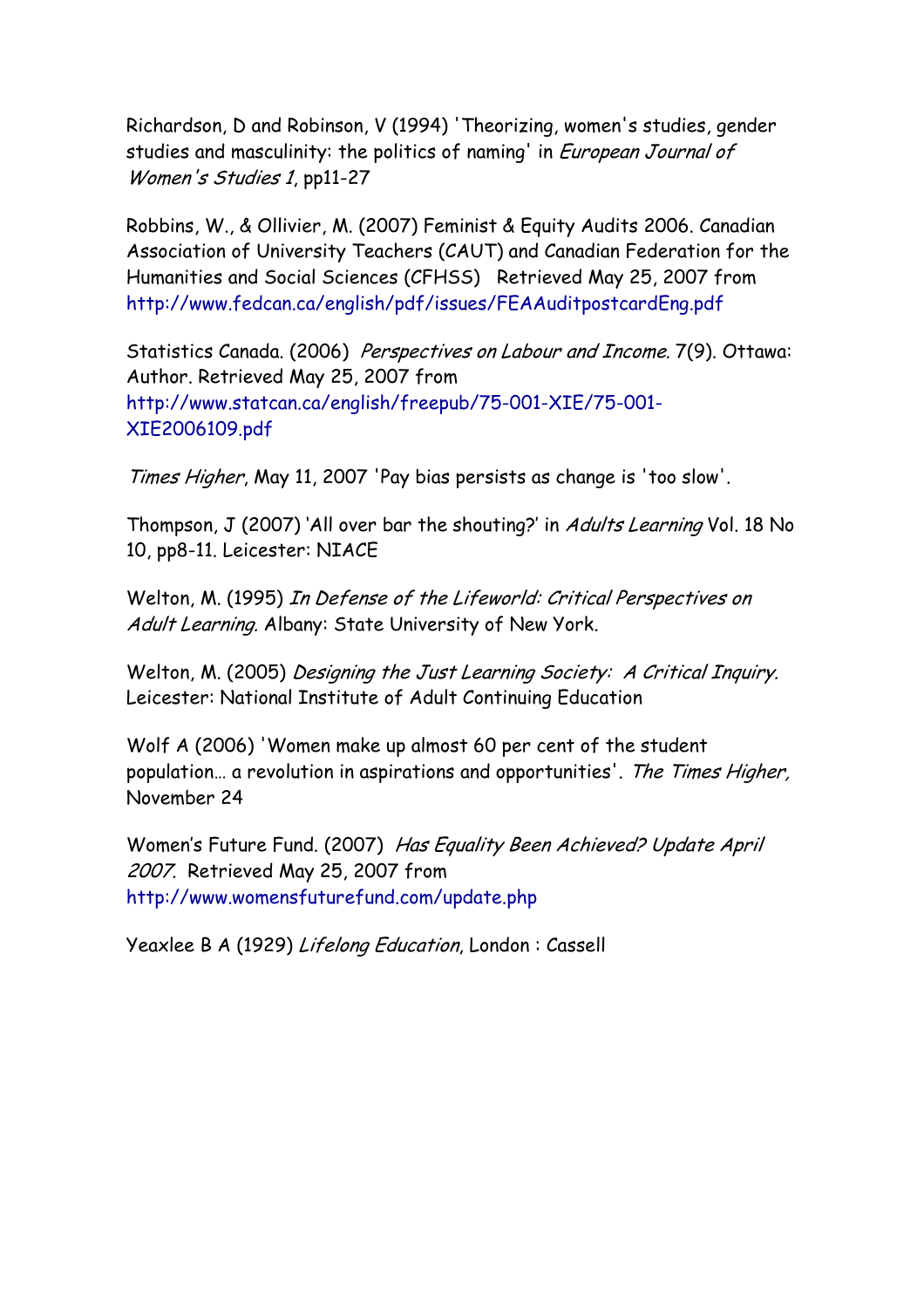Richardson, D and Robinson, V (1994) 'Theorizing, women's studies, gender studies and masculinity: the politics of naming' in *European Journal of Women's Studies 1*, pp11-27

Robbins, W., & Ollivier, M. (2007) Feminist & Equity Audits 2006. Canadian Association of University Teachers (CAUT) and Canadian Federation for the Humanities and Social Sciences (CFHSS) Retrieved May 25, 2007 from http://www.fedcan.ca/english/pdf/issues/FEAAuditpostcardEng.pdf

Statistics Canada. (2006) *Perspectives on Labour and Income*. 7(9). Ottawa: Author. Retrieved May 25, 2007 from http://www.statcan.ca/english/freepub/75-001-XIE/75-001-XIE2006109.pdf

*Times Higher*, May 11, 2007 'Pay bias persists as change is 'too slow'.

Thompson, J (2007) 'All over bar the shouting?' in *Adults Learning* Vol. 18 No 10, pp8-11. Leicester: NIACE

Welton, M. (1995) *In Defense of the Lifeworld: Critical Perspectives on Adult Learning.* Albany: State University of New York.

Welton, M. (2005) *Designing the Just Learning Society: A Critical Inquiry.* Leicester: National Institute of Adult Continuing Education

Wolf A (2006) 'Women make up almost 60 per cent of the student population… a revolution in aspirations and opportunities'. *The Times Higher,* November 24

Women's Future Fund. (2007) *Has Equality Been Achieved? Update April 2007.* Retrieved May 25, 2007 from http://www.womensfuturefund.com/update.php

Yeaxlee B A (1929) *Lifelong Education*, London : Cassell